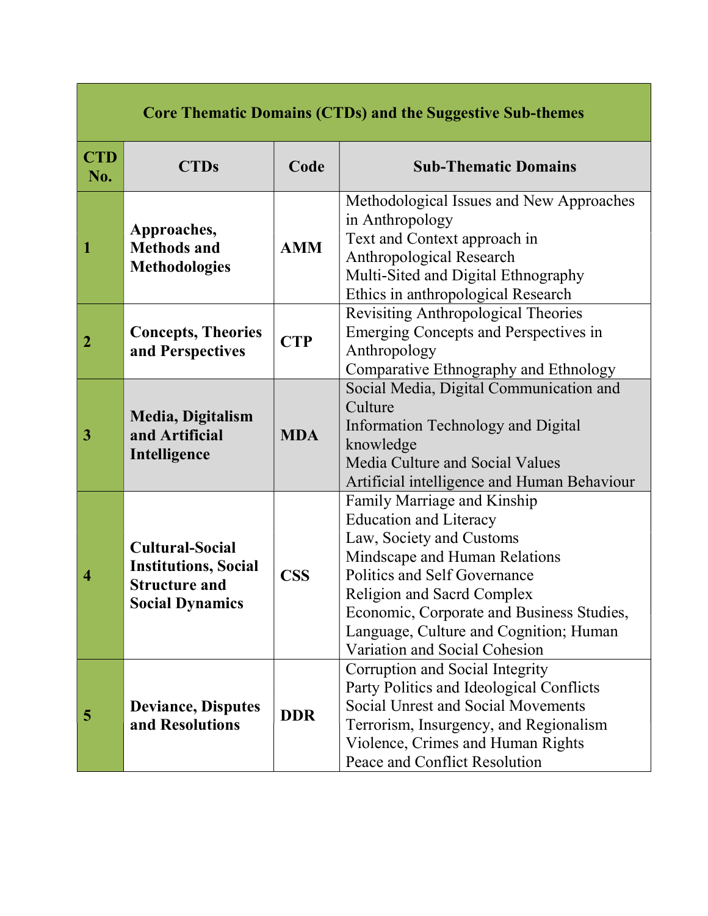| Core Thematic Domains (CTDs) and the Suggestive Sub-themes | | | |
|---|---|---|---|
| **CTD No.** | **CTDs** | **Code** | **Sub-Thematic Domains** |
| **1** | **Approaches, Methods and Methodologies** | **AMM** | Methodological Issues and New Approaches in Anthropology<br>Text and Context approach in Anthropological Research<br>Multi-Sited and Digital Ethnography<br>Ethics in anthropological Research |
| **2** | **Concepts, Theories and Perspectives** | **CTP** | Revisiting Anthropological Theories<br>Emerging Concepts and Perspectives in Anthropology<br>Comparative Ethnography and Ethnology |
| **3** | **Media, Digitalism and Artificial Intelligence** | **MDA** | Social Media, Digital Communication and Culture<br>Information Technology and Digital knowledge<br>Media Culture and Social Values<br>Artificial intelligence and Human Behaviour |
| **4** | **Cultural-Social Institutions, Social Structure and Social Dynamics** | **CSS** | Family Marriage and Kinship<br>Education and Literacy<br>Law, Society and Customs<br>Mindscape and Human Relations<br>Politics and Self Governance<br>Religion and Sacrd Complex<br>Economic, Corporate and Business Studies, Language, Culture and Cognition; Human Variation and Social Cohesion |
| **5** | **Deviance, Disputes and Resolutions** | **DDR** | Corruption and Social Integrity<br>Party Politics and Ideological Conflicts<br>Social Unrest and Social Movements<br>Terrorism, Insurgency, and Regionalism<br>Violence, Crimes and Human Rights<br>Peace and Conflict Resolution |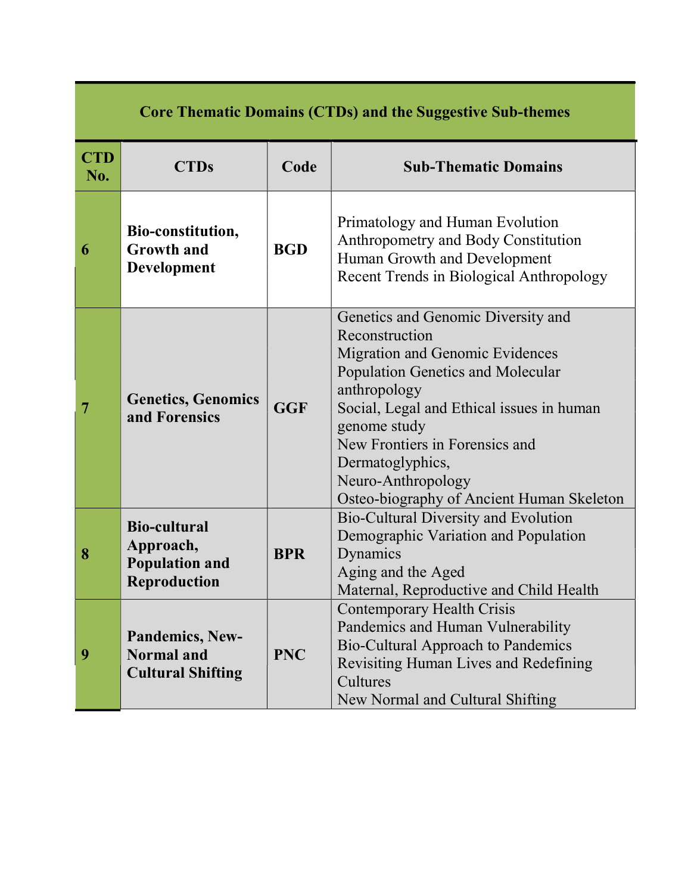| Core Thematic Domains (CTDs) and the Suggestive Sub-themes | | | |
|---|---|---|---|
| **CTD No.** | **CTDs** | **Code** | **Sub-Thematic Domains** |
| **6** | **Bio-constitution, Growth and Development** | **BGD** | Primatology and Human Evolution<br>Anthropometry and Body Constitution<br>Human Growth and Development<br>Recent Trends in Biological Anthropology |
| **7** | **Genetics, Genomics and Forensics** | **GGF** | Genetics and Genomic Diversity and Reconstruction<br>Migration and Genomic Evidences<br>Population Genetics and Molecular anthropology<br>Social, Legal and Ethical issues in human genome study<br>New Frontiers in Forensics and Dermatoglyphics,<br>Neuro-Anthropology<br>Osteo-biography of Ancient Human Skeleton |
| **8** | **Bio-cultural Approach, Population and Reproduction** | **BPR** | Bio-Cultural Diversity and Evolution<br>Demographic Variation and Population Dynamics<br>Aging and the Aged<br>Maternal, Reproductive and Child Health |
| **9** | **Pandemics, New-Normal and Cultural Shifting** | **PNC** | Contemporary Health Crisis<br>Pandemics and Human Vulnerability<br>Bio-Cultural Approach to Pandemics<br>Revisiting Human Lives and Redefining Cultures<br>New Normal and Cultural Shifting |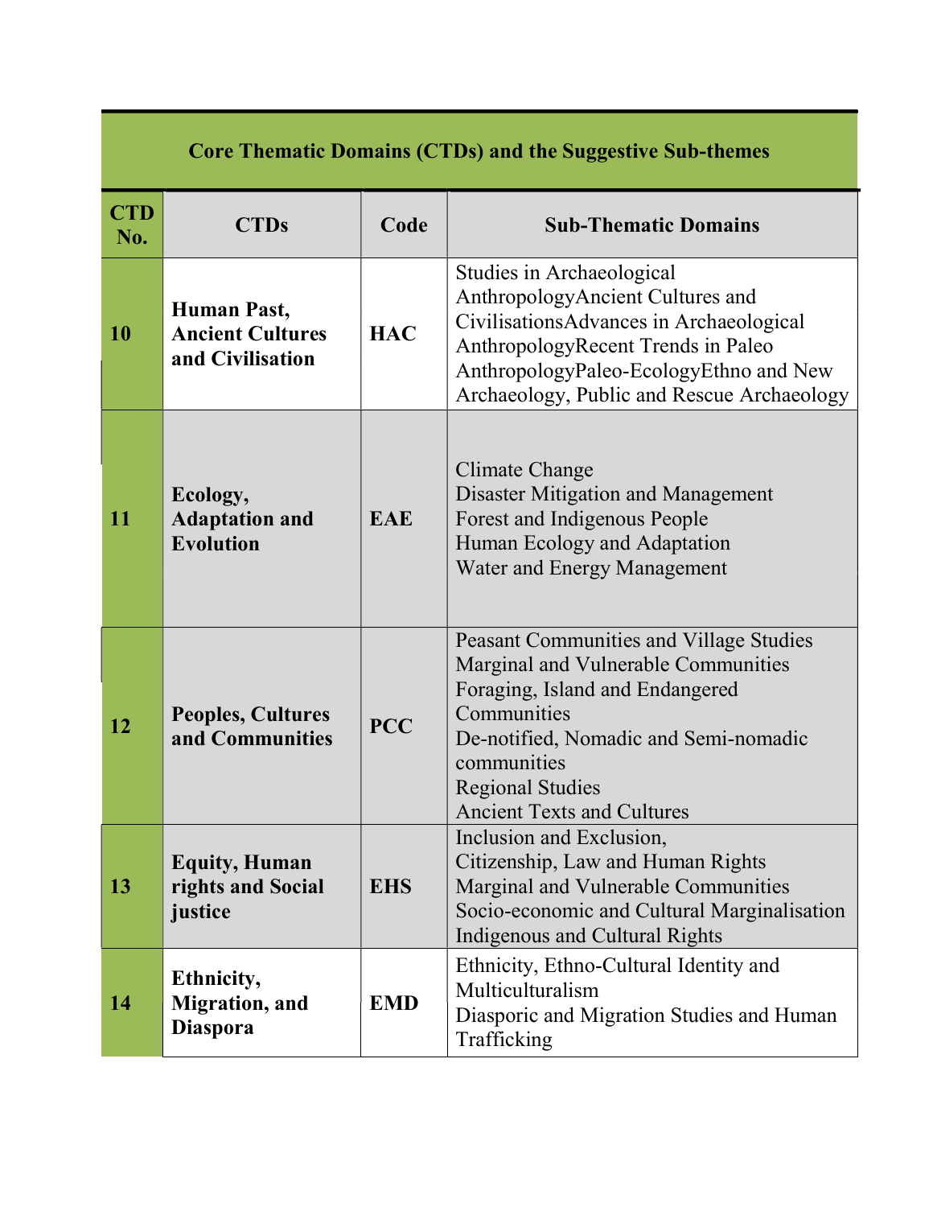| Core Thematic Domains (CTDs) and the Suggestive Sub-themes | | | |
|---|---|---|---|
| **CTD No.** | **CTDs** | **Code** | **Sub-Thematic Domains** |
| **10** | **Human Past, Ancient Cultures and Civilisation** | **HAC** | Studies in Archaeological AnthropologyAncient Cultures and CivilisationsAdvances in Archaeological AnthropologyRecent Trends in Paleo AnthropologyPaleo-EcologyEthno and New Archaeology, Public and Rescue Archaeology |
| **11** | **Ecology, Adaptation and Evolution** | **EAE** | Climate Change<br>Disaster Mitigation and Management<br>Forest and Indigenous People<br>Human Ecology and Adaptation<br>Water and Energy Management |
| **12** | **Peoples, Cultures and Communities** | **PCC** | Peasant Communities and Village Studies<br>Marginal and Vulnerable Communities<br>Foraging, Island and Endangered Communities<br>De-notified, Nomadic and Semi-nomadic communities<br>Regional Studies<br>Ancient Texts and Cultures |
| **13** | **Equity, Human rights and Social justice** | **EHS** | Inclusion and Exclusion,<br>Citizenship, Law and Human Rights<br>Marginal and Vulnerable Communities<br>Socio-economic and Cultural Marginalisation<br>Indigenous and Cultural Rights |
| **14** | **Ethnicity, Migration, and Diaspora** | **EMD** | Ethnicity, Ethno-Cultural Identity and Multiculturalism<br>Diasporic and Migration Studies and Human Trafficking |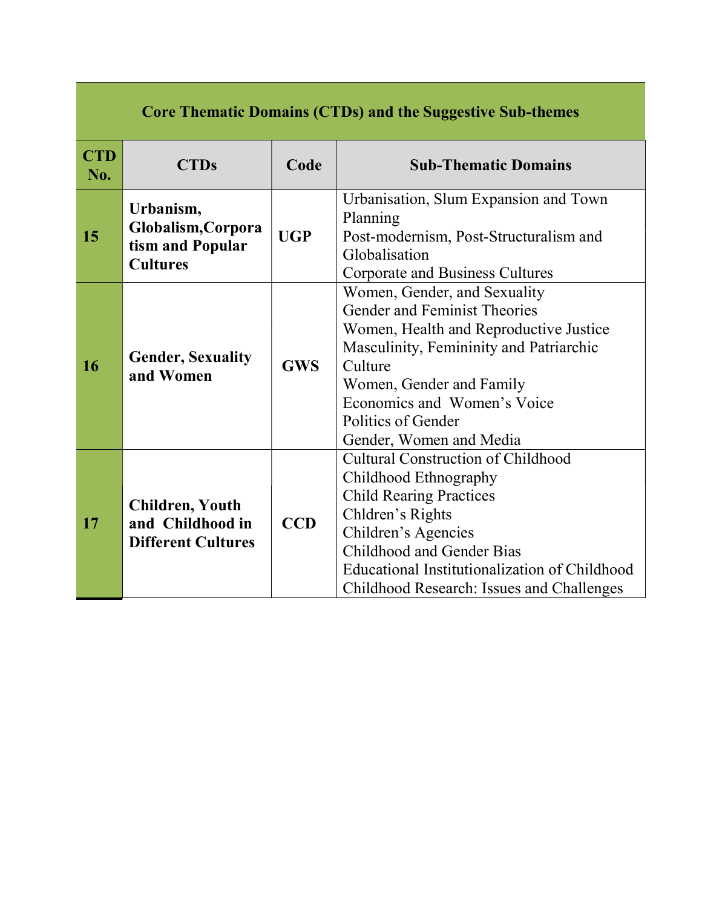| Core Thematic Domains (CTDs) and the Suggestive Sub-themes | | | |
|---|---|---|---|
| **CTD No.** | **CTDs** | **Code** | **Sub-Thematic Domains** |
| **15** | **Urbanism, Globalism,Corporatism and Popular Cultures** | **UGP** | Urbanisation, Slum Expansion and Town Planning<br>Post-modernism, Post-Structuralism and Globalisation<br>Corporate and Business Cultures |
| **16** | **Gender, Sexuality and Women** | **GWS** | Women, Gender, and Sexuality<br>Gender and Feminist Theories<br>Women, Health and Reproductive Justice<br>Masculinity, Femininity and Patriarchic Culture<br>Women, Gender and Family<br>Economics and Women's Voice<br>Politics of Gender<br>Gender, Women and Media |
| **17** | **Children, Youth and Childhood in Different Cultures** | **CCD** | Cultural Construction of Childhood<br>Childhood Ethnography<br>Child Rearing Practices<br>Chldren's Rights<br>Children's Agencies<br>Childhood and Gender Bias<br>Educational Institutionalization of Childhood<br>Childhood Research: Issues and Challenges |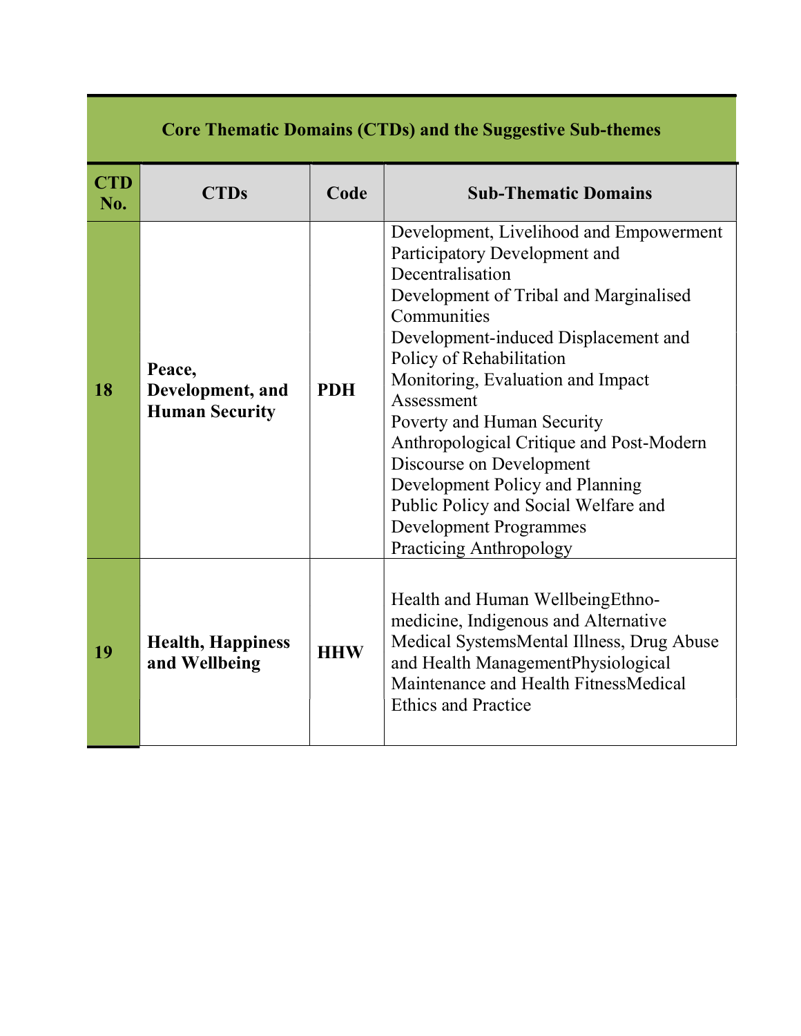| CTD No. | CTDs | Code | Sub-Thematic Domains |
|---|---|---|---|
| 18 | **Peace, Development, and Human Security** | **PDH** | Development, Livelihood and Empowerment<br>Participatory Development and Decentralisation<br>Development of Tribal and Marginalised Communities<br>Development-induced Displacement and Policy of Rehabilitation<br>Monitoring, Evaluation and Impact Assessment<br>Poverty and Human Security<br>Anthropological Critique and Post-Modern Discourse on Development<br>Development Policy and Planning<br>Public Policy and Social Welfare and Development Programmes<br>Practicing Anthropology |
| 19 | **Health, Happiness and Wellbeing** | **HHW** | Health and Human WellbeingEthno-medicine, Indigenous and Alternative Medical SystemsMental Illness, Drug Abuse and Health ManagementPhysiological Maintenance and Health FitnessMedical Ethics and Practice |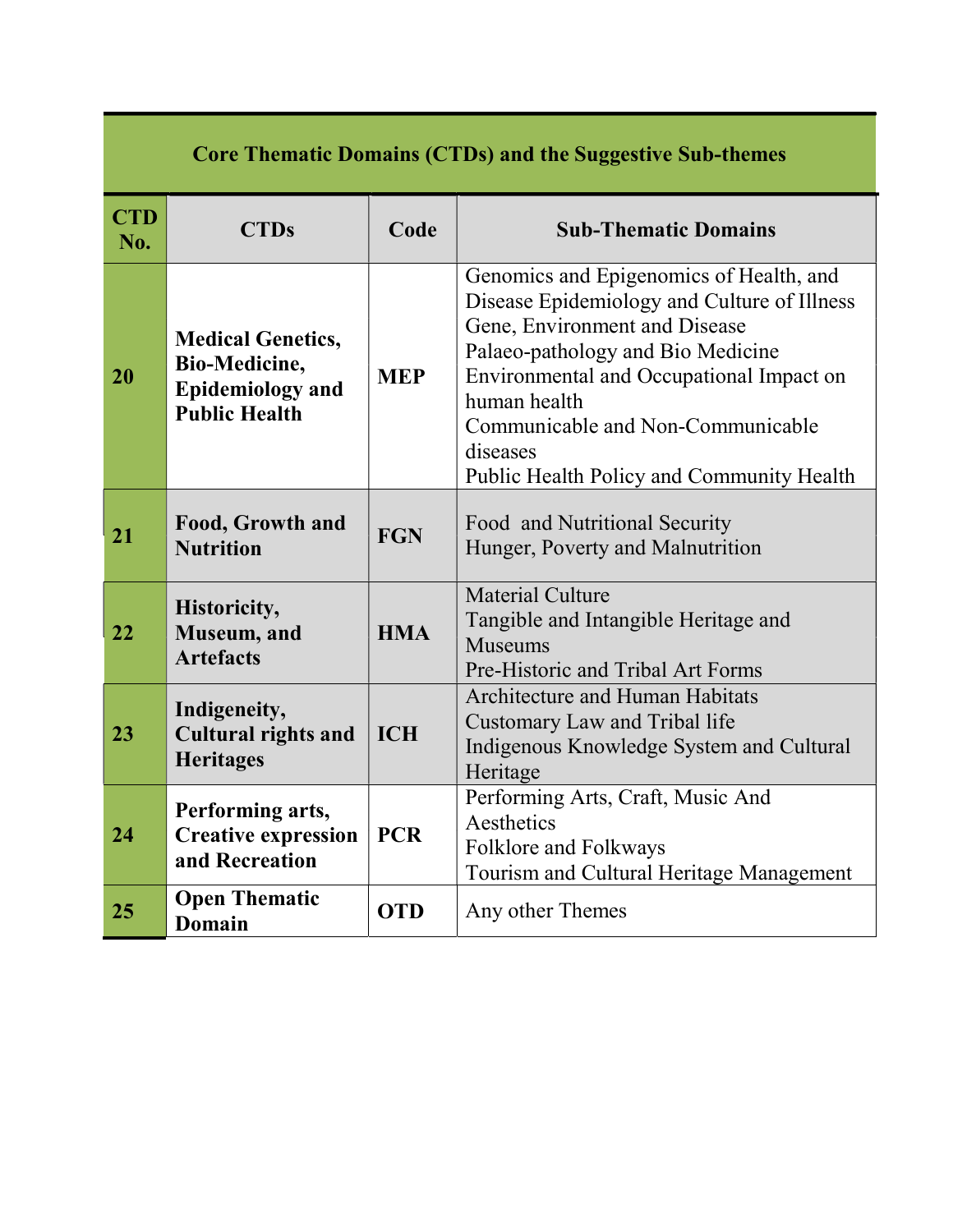| Core Thematic Domains (CTDs) and the Suggestive Sub-themes | | | |
|---|---|---|---|
| **CTD No.** | **CTDs** | **Code** | **Sub-Thematic Domains** |
| **20** | **Medical Genetics, Bio-Medicine, Epidemiology and Public Health** | **MEP** | Genomics and Epigenomics of Health, and Disease Epidemiology and Culture of Illness<br>Gene, Environment and Disease<br>Palaeo-pathology and Bio Medicine<br>Environmental and Occupational Impact on human health<br>Communicable and Non-Communicable diseases<br>Public Health Policy and Community Health |
| **21** | **Food, Growth and Nutrition** | **FGN** | Food and Nutritional Security<br>Hunger, Poverty and Malnutrition |
| **22** | **Historicity, Museum, and Artefacts** | **HMA** | Material Culture<br>Tangible and Intangible Heritage and Museums<br>Pre-Historic and Tribal Art Forms |
| **23** | **Indigeneity, Cultural rights and Heritages** | **ICH** | Architecture and Human Habitats<br>Customary Law and Tribal life<br>Indigenous Knowledge System and Cultural Heritage |
| **24** | **Performing arts, Creative expression and Recreation** | **PCR** | Performing Arts, Craft, Music And Aesthetics<br>Folklore and Folkways<br>Tourism and Cultural Heritage Management |
| **25** | **Open Thematic Domain** | **OTD** | Any other Themes |